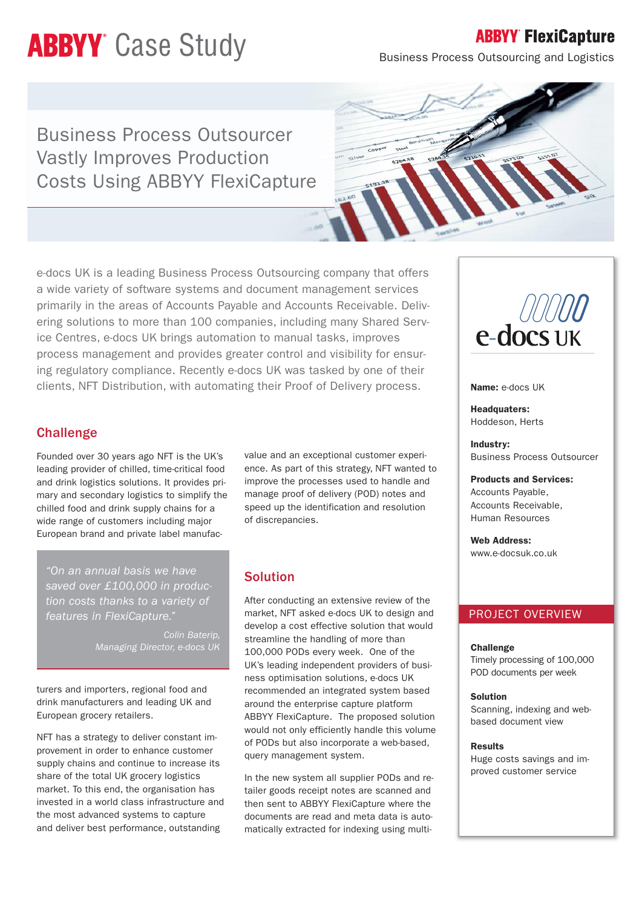# ABBYY® Case Study

**ABBYY® FlexiCapture**

Business Process Outsourcing and Logistics

## Business Process Outsourcer Vastly Improves Production Costs Using ABBYY FlexiCapture

e-docs UK is a leading Business Process Outsourcing company that offers a wide variety of software systems and document management services primarily in the areas of Accounts Payable and Accounts Receivable. Delivering solutions to more than 100 companies, including many Shared Service Centres, e-docs UK brings automation to manual tasks, improves process management and provides greater control and visibility for ensuring regulatory compliance. Recently e-docs UK was tasked by one of their clients, NFT Distribution, with automating their Proof of Delivery process.

### Challenge

Founded over 30 years ago NFT is the UK's leading provider of chilled, time-critical food and drink logistics solutions. It provides primary and secondary logistics to simplify the chilled food and drink supply chains for a wide range of customers including major European brand and private label manufacturers and importers, regional food and drink manufacturers and leading UK and European grocery retailers.

> *"On an annual basis we have saved over £100,000 in production costs thanks to a variety of features in FlexiCapture."*
>
> *Colin Baterip, Managing Director, e-docs UK*

NFT has a strategy to deliver constant improvement in order to enhance customer supply chains and continue to increase its share of the total UK grocery logistics market. To this end, the organisation has invested in a world class infrastructure and the most advanced systems to capture and deliver best performance, outstanding value and an exceptional customer experience. As part of this strategy, NFT wanted to improve the processes used to handle and manage proof of delivery (POD) notes and speed up the identification and resolution of discrepancies.

### Solution

After conducting an extensive review of the market, NFT asked e-docs UK to design and develop a cost effective solution that would streamline the handling of more than 100,000 PODs every week. One of the UK's leading independent providers of business optimisation solutions, e-docs UK recommended an integrated system based around the enterprise capture platform ABBYY FlexiCapture. The proposed solution would not only efficiently handle this volume of PODs but also incorporate a web-based, query management system.

In the new system all supplier PODs and retailer goods receipt notes are scanned and then sent to ABBYY FlexiCapture where the documents are read and meta data is automatically extracted for indexing using multi-

---

e-docs UK

**Name:** e-docs UK

**Headquaters:**
Hoddeson, Herts

**Industry:**
Business Process Outsourcer

**Products and Services:**
Accounts Payable,
Accounts Receivable,
Human Resources

**Web Address:**
www.e-docsuk.co.uk

#### PROJECT OVERVIEW

**Challenge**
Timely processing of 100,000 POD documents per week

**Solution**
Scanning, indexing and web-based document view

**Results**
Huge costs savings and improved customer service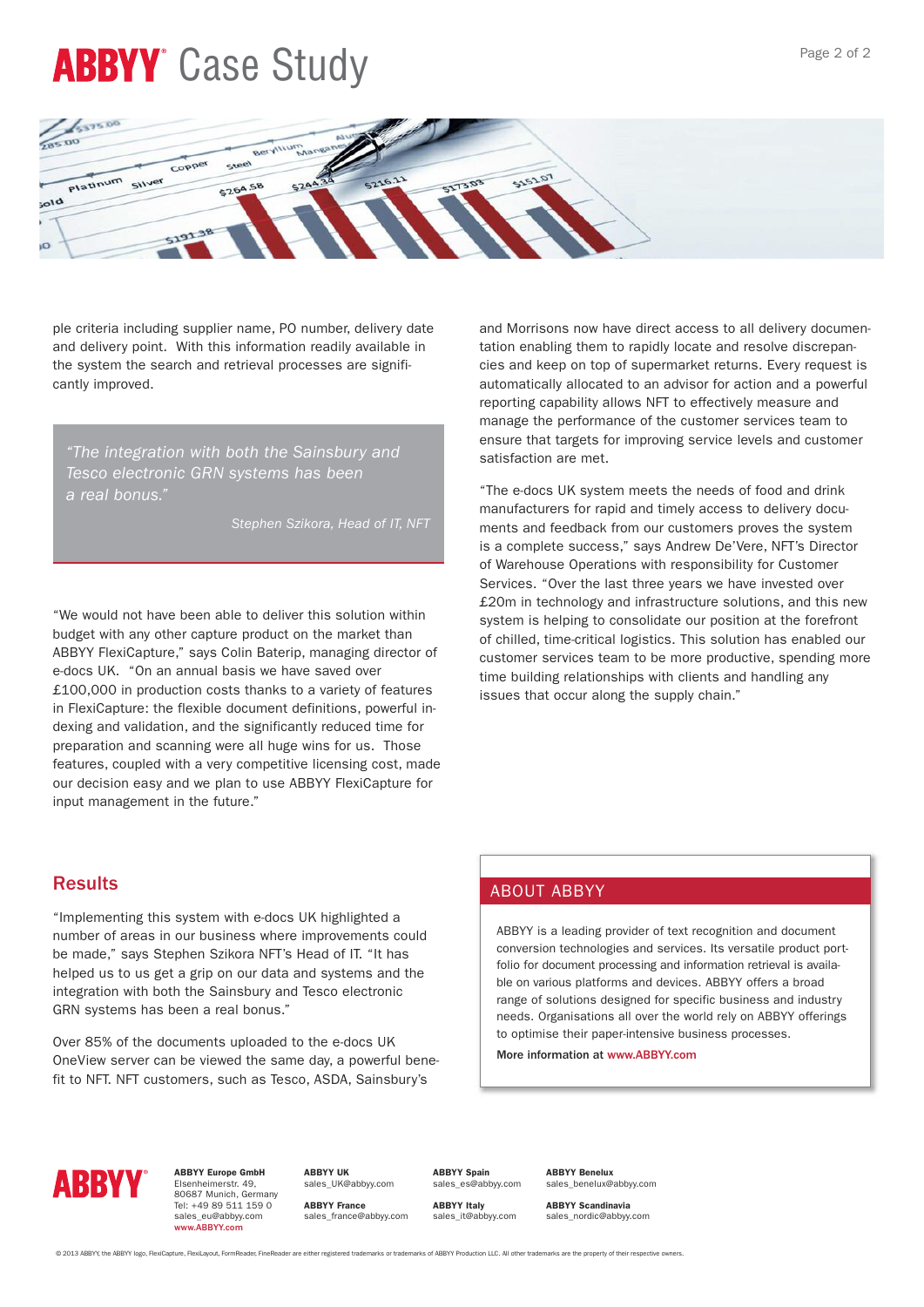ple criteria including supplier name, PO number, delivery date and delivery point. With this information readily available in the system the search and retrieval processes are significantly improved.

> *"The integration with both the Sainsbury and Tesco electronic GRN systems has been a real bonus."*
>
> *Stephen Szikora, Head of IT, NFT*

"We would not have been able to deliver this solution within budget with any other capture product on the market than ABBYY FlexiCapture," says Colin Baterip, managing director of e-docs UK. "On an annual basis we have saved over £100,000 in production costs thanks to a variety of features in FlexiCapture: the flexible document definitions, powerful indexing and validation, and the significantly reduced time for preparation and scanning were all huge wins for us. Those features, coupled with a very competitive licensing cost, made our decision easy and we plan to use ABBYY FlexiCapture for input management in the future."

## Results

"Implementing this system with e-docs UK highlighted a number of areas in our business where improvements could be made," says Stephen Szikora NFT's Head of IT. "It has helped us to us get a grip on our data and systems and the integration with both the Sainsbury and Tesco electronic GRN systems has been a real bonus."

Over 85% of the documents uploaded to the e-docs UK OneView server can be viewed the same day, a powerful benefit to NFT. NFT customers, such as Tesco, ASDA, Sainsbury's and Morrisons now have direct access to all delivery documentation enabling them to rapidly locate and resolve discrepancies and keep on top of supermarket returns. Every request is automatically allocated to an advisor for action and a powerful reporting capability allows NFT to effectively measure and manage the performance of the customer services team to ensure that targets for improving service levels and customer satisfaction are met.

"The e-docs UK system meets the needs of food and drink manufacturers for rapid and timely access to delivery documents and feedback from our customers proves the system is a complete success," says Andrew De'Vere, NFT's Director of Warehouse Operations with responsibility for Customer Services. "Over the last three years we have invested over £20m in technology and infrastructure solutions, and this new system is helping to consolidate our position at the forefront of chilled, time-critical logistics. This solution has enabled our customer services team to be more productive, spending more time building relationships with clients and handling any issues that occur along the supply chain."

## ABOUT ABBYY

ABBYY is a leading provider of text recognition and document conversion technologies and services. Its versatile product portfolio for document processing and information retrieval is available on various platforms and devices. ABBYY offers a broad range of solutions designed for specific business and industry needs. Organisations all over the world rely on ABBYY offerings to optimise their paper-intensive business processes.

**More information at** www.ABBYY.com

**ABBYY Europe GmbH**
Elsenheimerstr. 49,
80687 Munich, Germany
Tel: +49 89 511 159 0
sales_eu@abbyy.com
www.ABBYY.com

**ABBYY UK**
sales_UK@abbyy.com

**ABBYY France**
sales_france@abbyy.com

**ABBYY Spain**
sales_es@abbyy.com

**ABBYY Italy**
sales_it@abbyy.com

**ABBYY Benelux**
sales_benelux@abbyy.com

**ABBYY Scandinavia**
sales_nordic@abbyy.com

© 2013 ABBYY, the ABBYY logo, FlexiCapture, FlexiLayout, FormReader, FineReader are either registered trademarks or trademarks of ABBYY Production LLC. All other trademarks are the property of their respective owners.